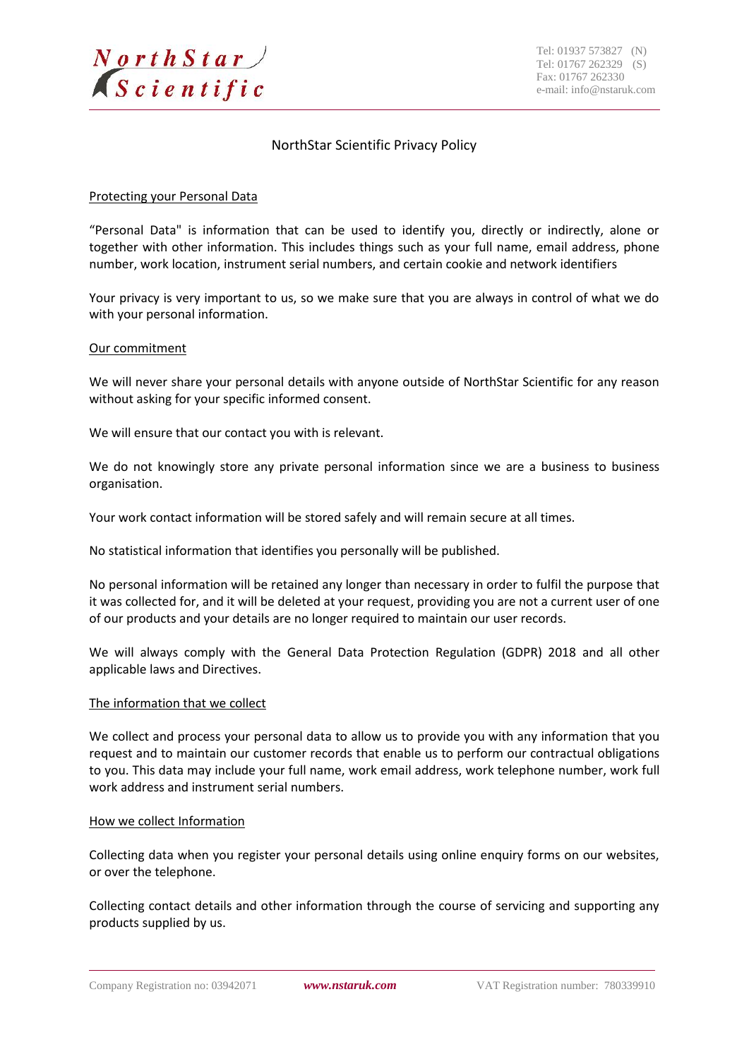# NorthStar Scientific Privacy Policy

## Protecting your Personal Data

“Personal Data" is information that can be used to identify you, directly or indirectly, alone or together with other information. This includes things such as your full name, email address, phone number, work location, instrument serial numbers, and certain cookie and network identifiers

Your privacy is very important to us, so we make sure that you are always in control of what we do with your personal information.

## Our commitment

We will never share your personal details with anyone outside of NorthStar Scientific for any reason without asking for your specific informed consent.

We will ensure that our contact you with is relevant.

We do not knowingly store any private personal information since we are a business to business organisation.

Your work contact information will be stored safely and will remain secure at all times.

No statistical information that identifies you personally will be published.

No personal information will be retained any longer than necessary in order to fulfil the purpose that it was collected for, and it will be deleted at your request, providing you are not a current user of one of our products and your details are no longer required to maintain our user records.

We will always comply with the General Data Protection Regulation (GDPR) 2018 and all other applicable laws and Directives.

## The information that we collect

We collect and process your personal data to allow us to provide you with any information that you request and to maintain our customer records that enable us to perform our contractual obligations to you. This data may include your full name, work email address, work telephone number, work full work address and instrument serial numbers.

## How we collect Information

Collecting data when you register your personal details using online enquiry forms on our websites, or over the telephone.

Collecting contact details and other information through the course of servicing and supporting any products supplied by us.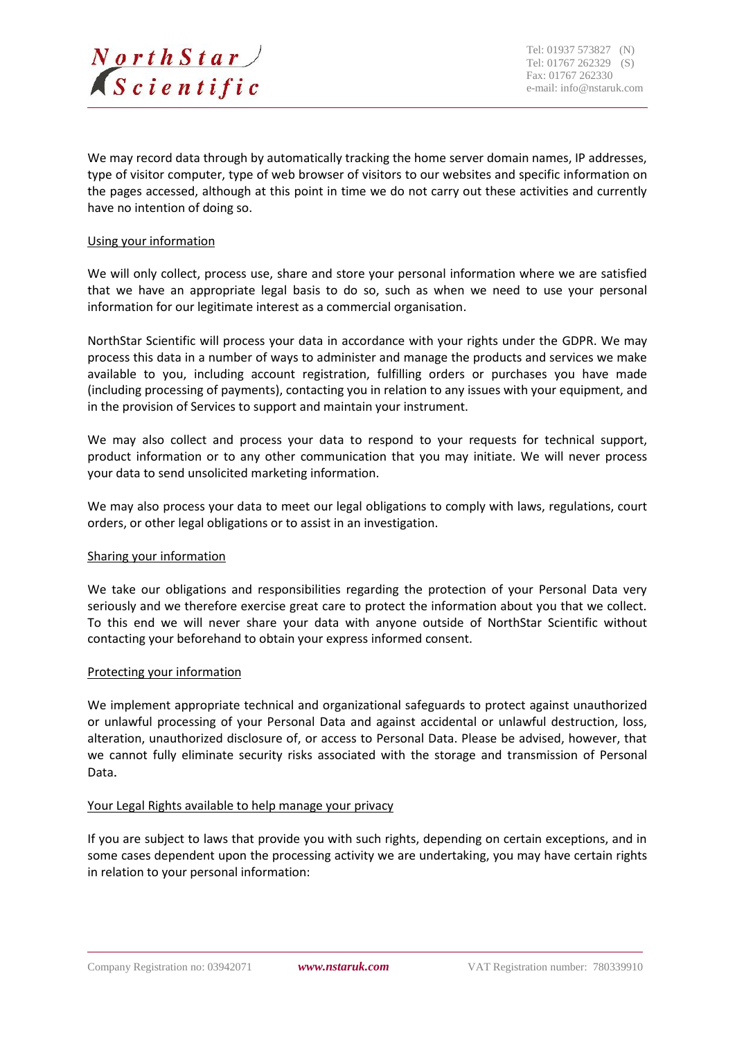We may record data through by automatically tracking the home server domain names, IP addresses, type of visitor computer, type of web browser of visitors to our websites and specific information on the pages accessed, although at this point in time we do not carry out these activities and currently have no intention of doing so.

## Using your information

We will only collect, process use, share and store your personal information where we are satisfied that we have an appropriate legal basis to do so, such as when we need to use your personal information for our legitimate interest as a commercial organisation.

NorthStar Scientific will process your data in accordance with your rights under the GDPR. We may process this data in a number of ways to administer and manage the products and services we make available to you, including account registration, fulfilling orders or purchases you have made (including processing of payments), contacting you in relation to any issues with your equipment, and in the provision of Services to support and maintain your instrument.

We may also collect and process your data to respond to your requests for technical support, product information or to any other communication that you may initiate. We will never process your data to send unsolicited marketing information.

We may also process your data to meet our legal obligations to comply with laws, regulations, court orders, or other legal obligations or to assist in an investigation.

## Sharing your information

We take our obligations and responsibilities regarding the protection of your Personal Data very seriously and we therefore exercise great care to protect the information about you that we collect. To this end we will never share your data with anyone outside of NorthStar Scientific without contacting your beforehand to obtain your express informed consent.

## Protecting your information

We implement appropriate technical and organizational safeguards to protect against unauthorized or unlawful processing of your Personal Data and against accidental or unlawful destruction, loss, alteration, unauthorized disclosure of, or access to Personal Data. Please be advised, however, that we cannot fully eliminate security risks associated with the storage and transmission of Personal Data.

## Your Legal Rights available to help manage your privacy

If you are subject to laws that provide you with such rights, depending on certain exceptions, and in some cases dependent upon the processing activity we are undertaking, you may have certain rights in relation to your personal information: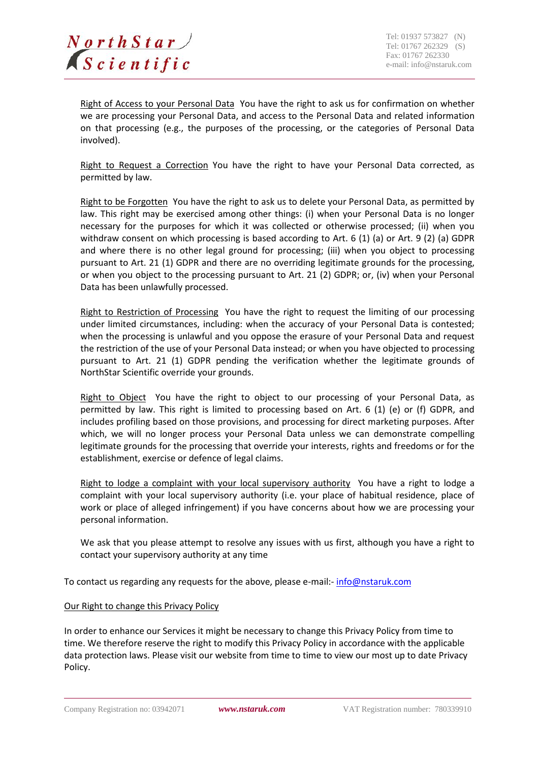Right of Access to your Personal Data You have the right to ask us for confirmation on whether we are processing your Personal Data, and access to the Personal Data and related information on that processing (e.g., the purposes of the processing, or the categories of Personal Data involved).

Right to Request a Correction You have the right to have your Personal Data corrected, as permitted by law.

Right to be Forgotten You have the right to ask us to delete your Personal Data, as permitted by law. This right may be exercised among other things: (i) when your Personal Data is no longer necessary for the purposes for which it was collected or otherwise processed; (ii) when you withdraw consent on which processing is based according to Art. 6 (1) (a) or Art. 9 (2) (a) GDPR and where there is no other legal ground for processing; (iii) when you object to processing pursuant to Art. 21 (1) GDPR and there are no overriding legitimate grounds for the processing, or when you object to the processing pursuant to Art. 21 (2) GDPR; or, (iv) when your Personal Data has been unlawfully processed.

Right to Restriction of Processing You have the right to request the limiting of our processing under limited circumstances, including: when the accuracy of your Personal Data is contested; when the processing is unlawful and you oppose the erasure of your Personal Data and request the restriction of the use of your Personal Data instead; or when you have objected to processing pursuant to Art. 21 (1) GDPR pending the verification whether the legitimate grounds of NorthStar Scientific override your grounds.

Right to Object You have the right to object to our processing of your Personal Data, as permitted by law. This right is limited to processing based on Art. 6 (1) (e) or (f) GDPR, and includes profiling based on those provisions, and processing for direct marketing purposes. After which, we will no longer process your Personal Data unless we can demonstrate compelling legitimate grounds for the processing that override your interests, rights and freedoms or for the establishment, exercise or defence of legal claims.

Right to lodge a complaint with your local supervisory authority You have a right to lodge a complaint with your local supervisory authority (i.e. your place of habitual residence, place of work or place of alleged infringement) if you have concerns about how we are processing your personal information.

We ask that you please attempt to resolve any issues with us first, although you have a right to contact your supervisory authority at any time

To contact us regarding any requests for the above, please e-mail:- info@nstaruk.com

Our Right to change this Privacy Policy

In order to enhance our Services it might be necessary to change this Privacy Policy from time to time. We therefore reserve the right to modify this Privacy Policy in accordance with the applicable data protection laws. Please visit our website from time to time to view our most up to date Privacy Policy.